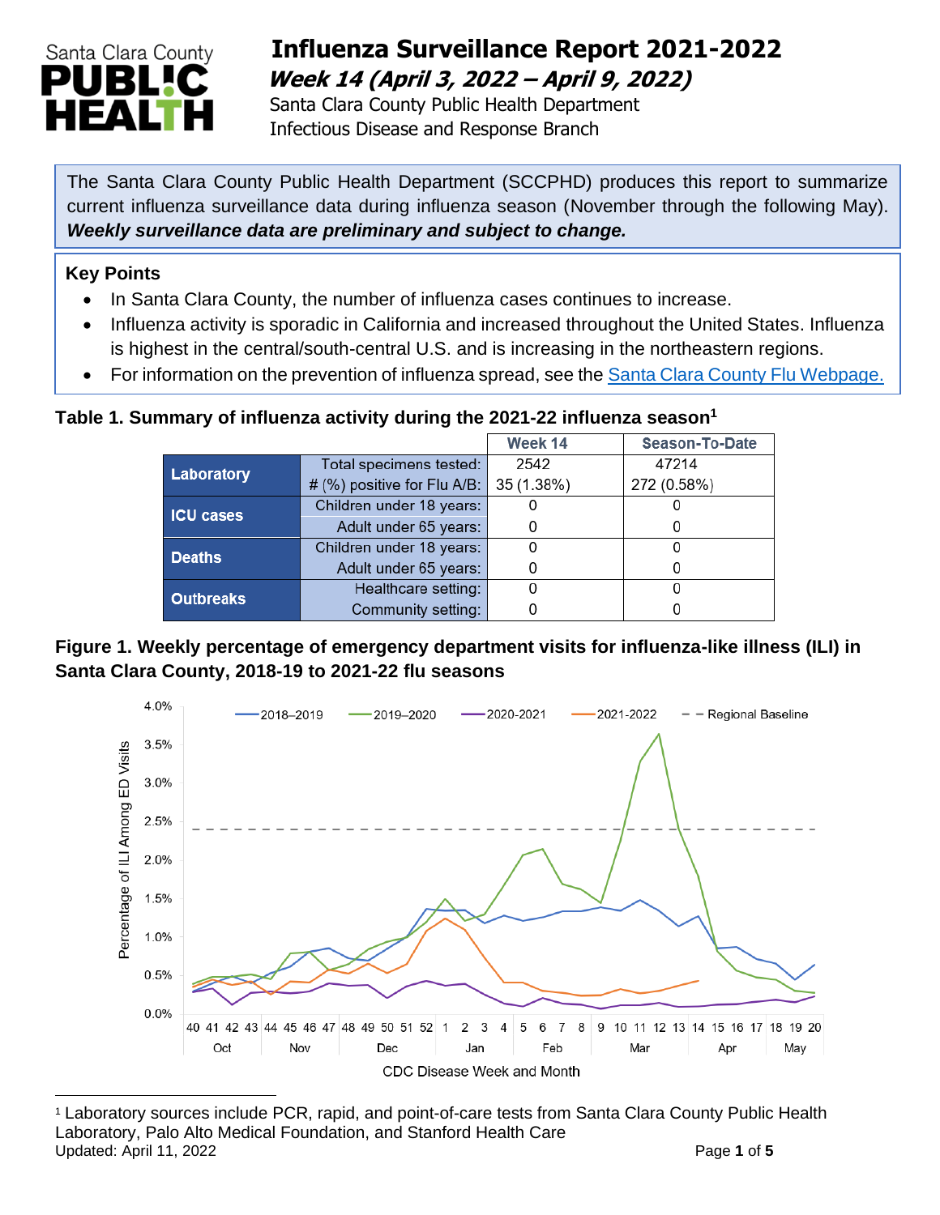# Influenza Surveillance Report 2021-2022

## *Week 14 (April 3, 2022 – April 9, 2022)*

Santa Clara County Public Health Department
Infectious Disease and Response Branch

The Santa Clara County Public Health Department (SCCPHD) produces this report to summarize current influenza surveillance data during influenza season (November through the following May). ***Weekly surveillance data are preliminary and subject to change.***

**Key Points**

- In Santa Clara County, the number of influenza cases continues to increase.
- Influenza activity is sporadic in California and increased throughout the United States. Influenza is highest in the central/south-central U.S. and is increasing in the northeastern regions.
- For information on the prevention of influenza spread, see the Santa Clara County Flu Webpage.

**Table 1. Summary of influenza activity during the 2021-22 influenza season[1]**

| | | Week 14 | Season-To-Date |
|---|---|---|---|
| **Laboratory** | Total specimens tested: | 2542 | 47214 |
| | # (%) positive for Flu A/B: | 35 (1.38%) | 272 (0.58%) |
| **ICU cases** | Children under 18 years: | 0 | 0 |
| | Adult under 65 years: | 0 | 0 |
| **Deaths** | Children under 18 years: | 0 | 0 |
| | Adult under 65 years: | 0 | 0 |
| **Outbreaks** | Healthcare setting: | 0 | 0 |
| | Community setting: | 0 | 0 |

**Figure 1. Weekly percentage of emergency department visits for influenza-like illness (ILI) in Santa Clara County, 2018-19 to 2021-22 flu seasons**

[1] Laboratory sources include PCR, rapid, and point-of-care tests from Santa Clara County Public Health Laboratory, Palo Alto Medical Foundation, and Stanford Health Care

Updated: April 11, 2022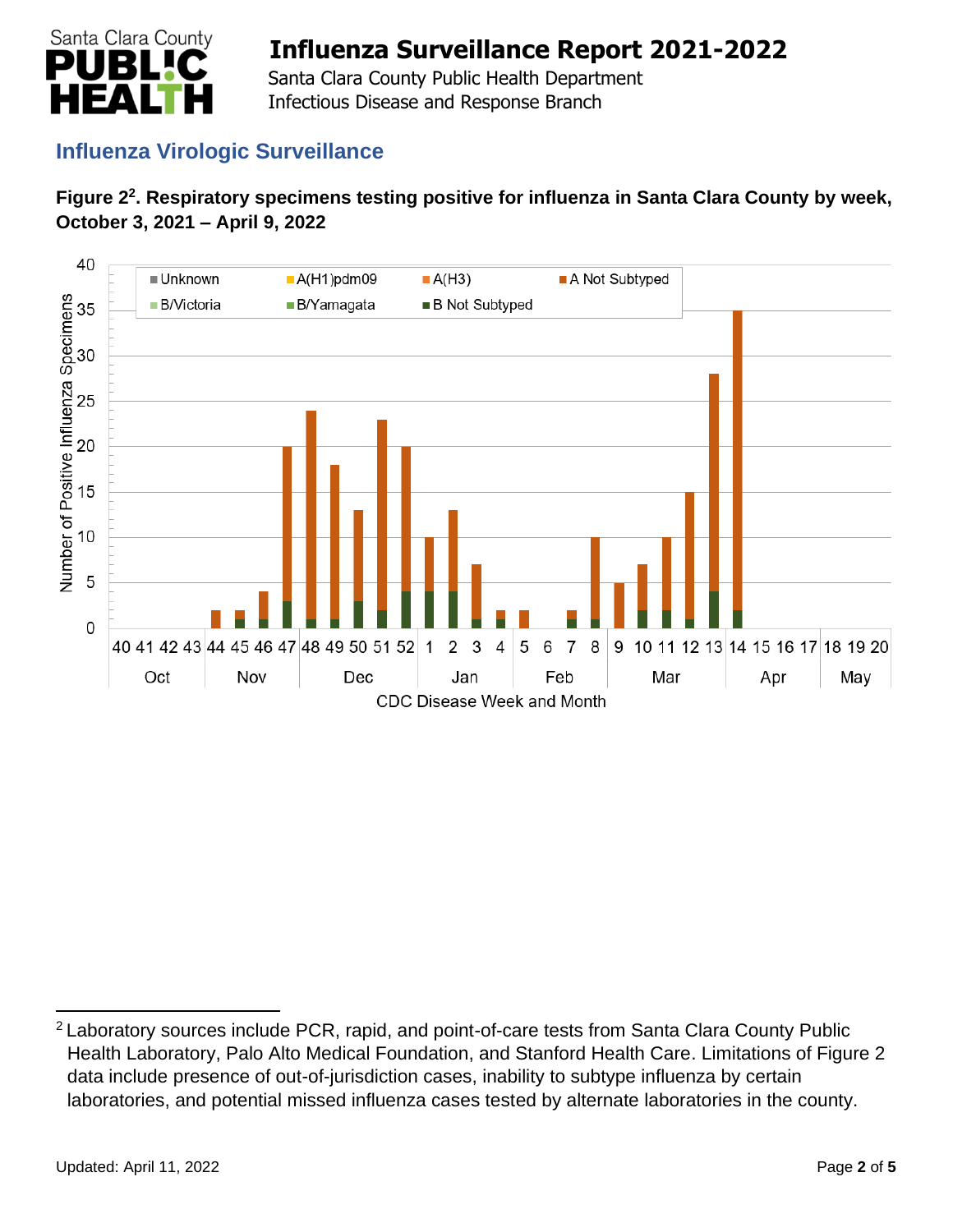## Influenza Virologic Surveillance

**Figure 2[2]. Respiratory specimens testing positive for influenza in Santa Clara County by week, October 3, 2021 – April 9, 2022**

[2] Laboratory sources include PCR, rapid, and point-of-care tests from Santa Clara County Public Health Laboratory, Palo Alto Medical Foundation, and Stanford Health Care. Limitations of Figure 2 data include presence of out-of-jurisdiction cases, inability to subtype influenza by certain laboratories, and potential missed influenza cases tested by alternate laboratories in the county.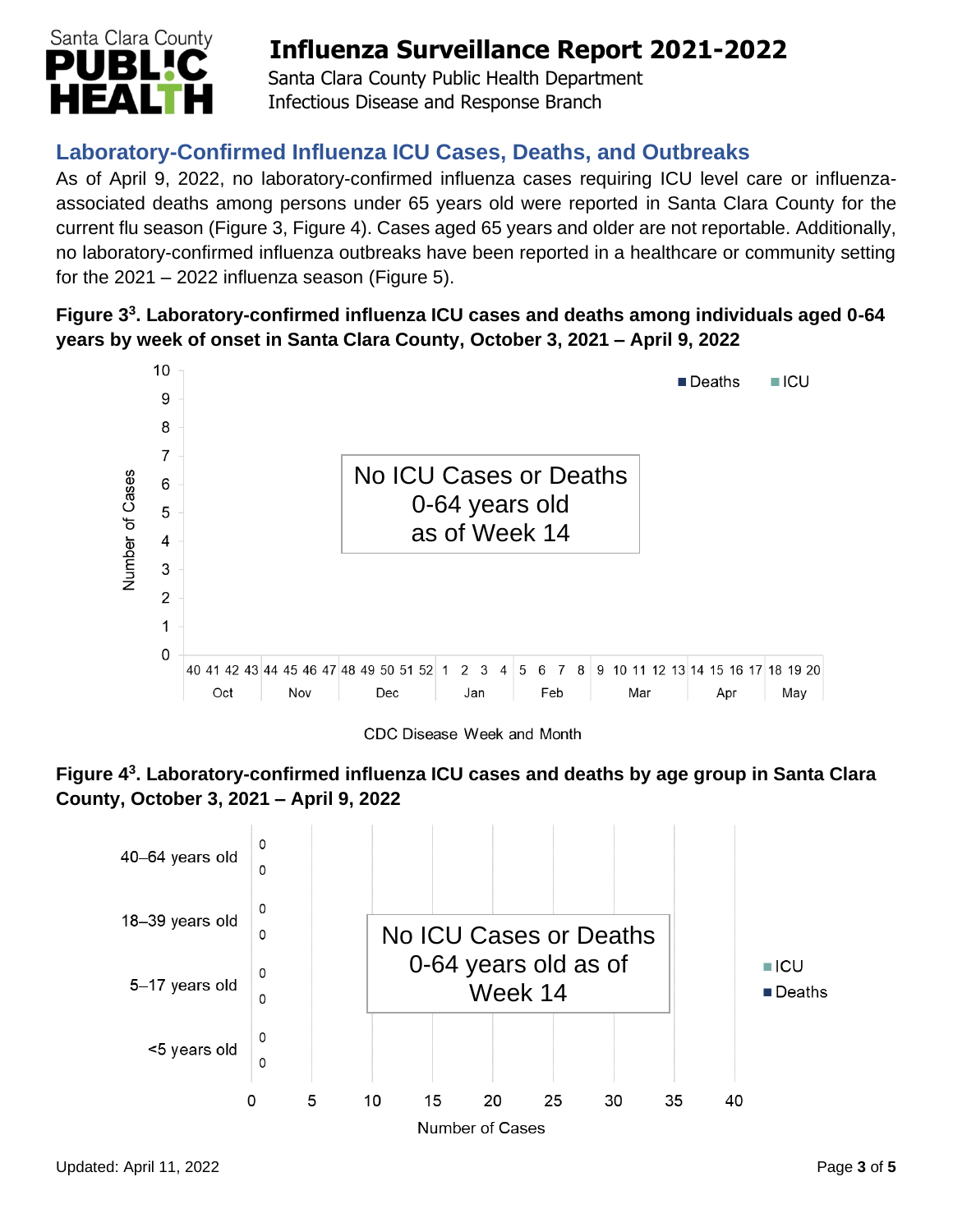## Laboratory-Confirmed Influenza ICU Cases, Deaths, and Outbreaks

As of April 9, 2022, no laboratory-confirmed influenza cases requiring ICU level care or influenza-associated deaths among persons under 65 years old were reported in Santa Clara County for the current flu season (Figure 3, Figure 4). Cases aged 65 years and older are not reportable. Additionally, no laboratory-confirmed influenza outbreaks have been reported in a healthcare or community setting for the 2021 – 2022 influenza season (Figure 5).

**Figure 3[3]. Laboratory-confirmed influenza ICU cases and deaths among individuals aged 0-64 years by week of onset in Santa Clara County, October 3, 2021 – April 9, 2022**

No ICU Cases or Deaths 0-64 years old as of Week 14

**Figure 4[3]. Laboratory-confirmed influenza ICU cases and deaths by age group in Santa Clara County, October 3, 2021 – April 9, 2022**

| Age group | ICU | Deaths |
|---|---|---|
| 40–64 years old | 0 | 0 |
| 18–39 years old | 0 | 0 |
| 5–17 years old | 0 | 0 |
| <5 years old | 0 | 0 |

No ICU Cases or Deaths 0-64 years old as of Week 14

Updated: April 11, 2022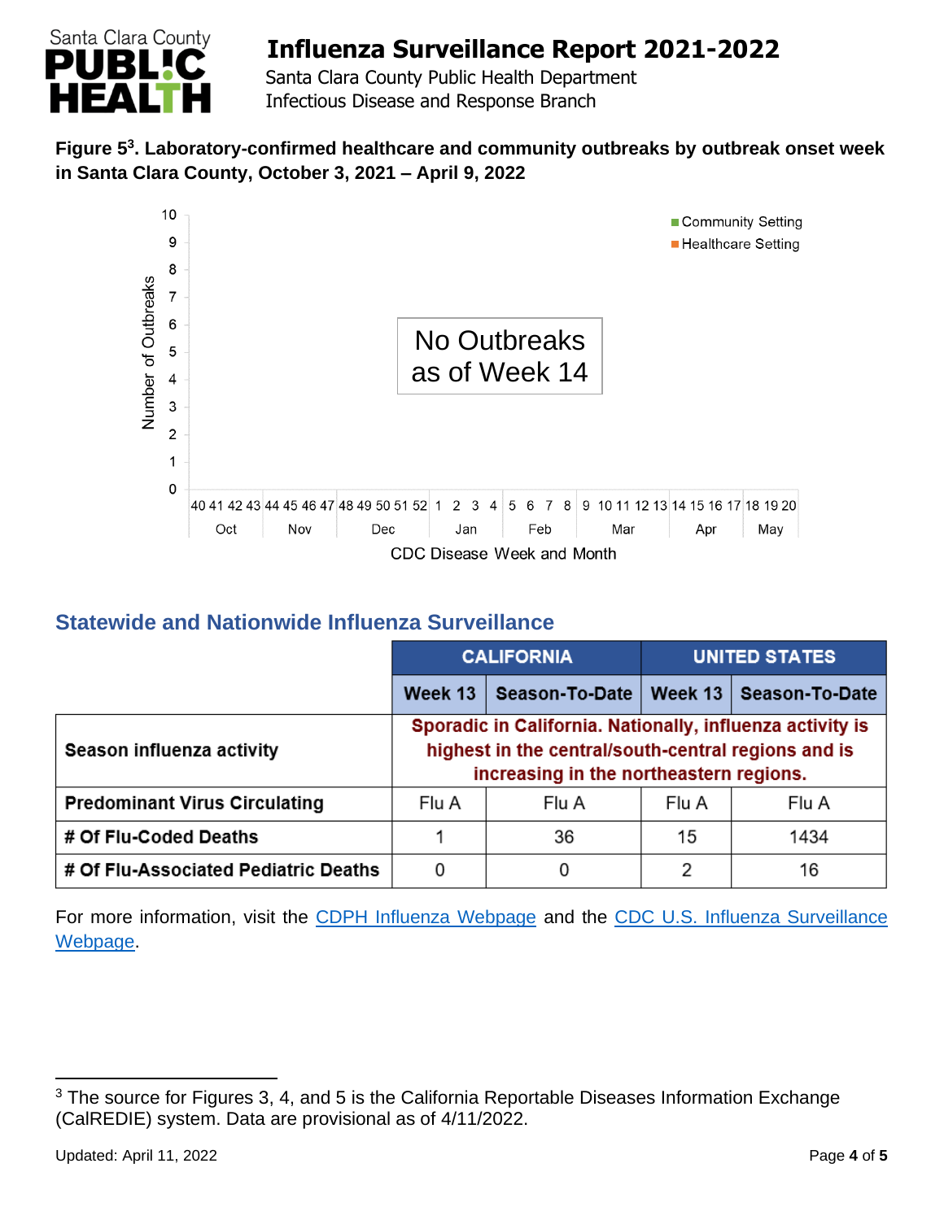**Figure 5[3]. Laboratory-confirmed healthcare and community outbreaks by outbreak onset week in Santa Clara County, October 3, 2021 – April 9, 2022**

No Outbreaks as of Week 14

## Statewide and Nationwide Influenza Surveillance

| | CALIFORNIA | | UNITED STATES | |
|---|---|---|---|---|
| | Week 13 | Season-To-Date | Week 13 | Season-To-Date |
| **Season influenza activity** | Sporadic in California. Nationally, influenza activity is highest in the central/south-central regions and is increasing in the northeastern regions. | | | |
| **Predominant Virus Circulating** | Flu A | Flu A | Flu A | Flu A |
| **# Of Flu-Coded Deaths** | 1 | 36 | 15 | 1434 |
| **# Of Flu-Associated Pediatric Deaths** | 0 | 0 | 2 | 16 |

For more information, visit the CDPH Influenza Webpage and the CDC U.S. Influenza Surveillance Webpage.

[3] The source for Figures 3, 4, and 5 is the California Reportable Diseases Information Exchange (CalREDIE) system. Data are provisional as of 4/11/2022.

Updated: April 11, 2022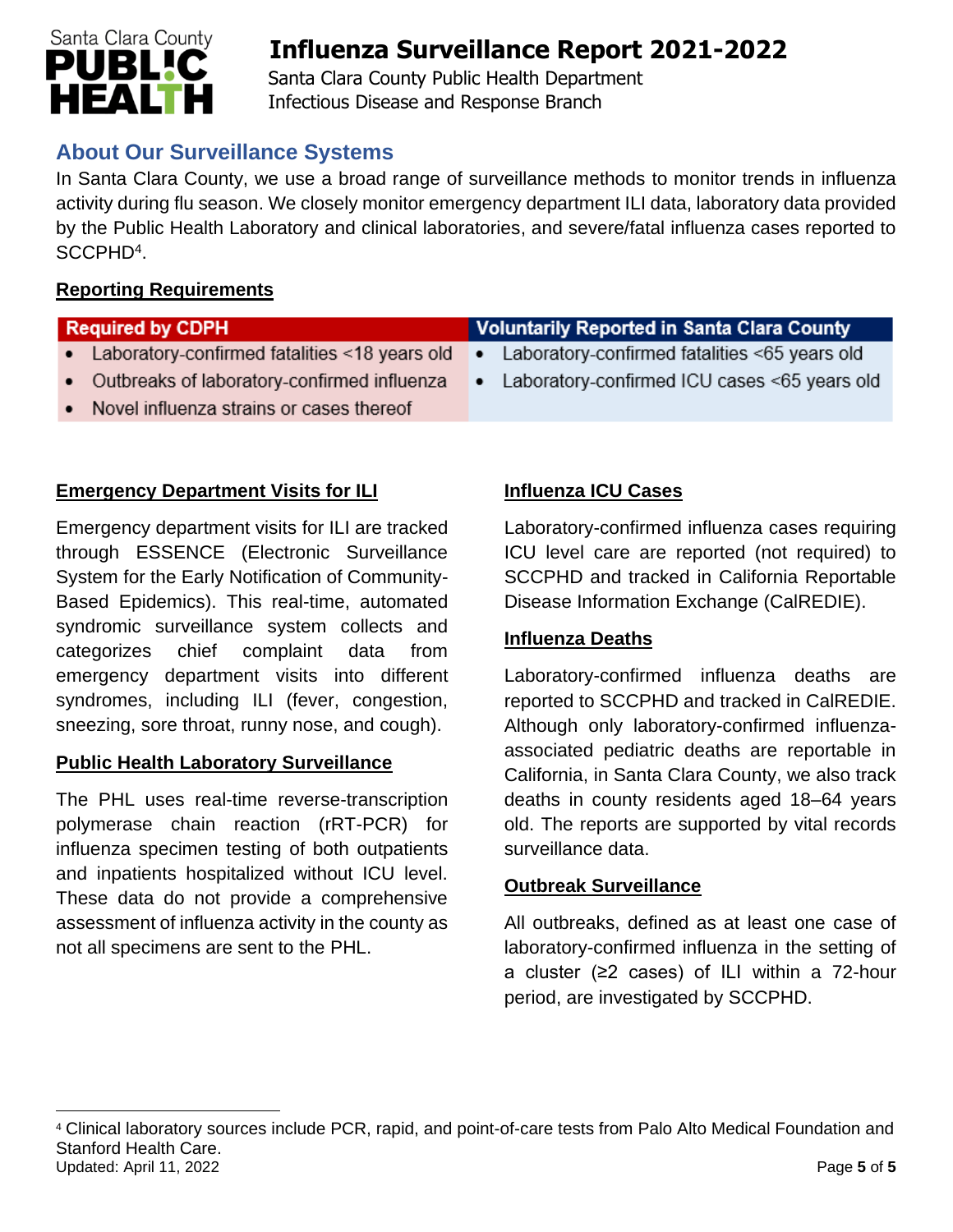# Influenza Surveillance Report 2021-2022

Santa Clara County Public Health Department
Infectious Disease and Response Branch

## About Our Surveillance Systems

In Santa Clara County, we use a broad range of surveillance methods to monitor trends in influenza activity during flu season. We closely monitor emergency department ILI data, laboratory data provided by the Public Health Laboratory and clinical laboratories, and severe/fatal influenza cases reported to SCCPHD[4].

### Reporting Requirements

| Required by CDPH | Voluntarily Reported in Santa Clara County |
|---|---|
| • Laboratory-confirmed fatalities <18 years old | • Laboratory-confirmed fatalities <65 years old |
| • Outbreaks of laboratory-confirmed influenza | • Laboratory-confirmed ICU cases <65 years old |
| • Novel influenza strains or cases thereof | |

### Emergency Department Visits for ILI

Emergency department visits for ILI are tracked through ESSENCE (Electronic Surveillance System for the Early Notification of Community-Based Epidemics). This real-time, automated syndromic surveillance system collects and categorizes chief complaint data from emergency department visits into different syndromes, including ILI (fever, congestion, sneezing, sore throat, runny nose, and cough).

### Public Health Laboratory Surveillance

The PHL uses real-time reverse-transcription polymerase chain reaction (rRT-PCR) for influenza specimen testing of both outpatients and inpatients hospitalized without ICU level. These data do not provide a comprehensive assessment of influenza activity in the county as not all specimens are sent to the PHL.

### Influenza ICU Cases

Laboratory-confirmed influenza cases requiring ICU level care are reported (not required) to SCCPHD and tracked in California Reportable Disease Information Exchange (CalREDIE).

### Influenza Deaths

Laboratory-confirmed influenza deaths are reported to SCCPHD and tracked in CalREDIE. Although only laboratory-confirmed influenza-associated pediatric deaths are reportable in California, in Santa Clara County, we also track deaths in county residents aged 18–64 years old. The reports are supported by vital records surveillance data.

### Outbreak Surveillance

All outbreaks, defined as at least one case of laboratory-confirmed influenza in the setting of a cluster (≥2 cases) of ILI within a 72-hour period, are investigated by SCCPHD.

---

[4] Clinical laboratory sources include PCR, rapid, and point-of-care tests from Palo Alto Medical Foundation and Stanford Health Care.

Updated: April 11, 2022